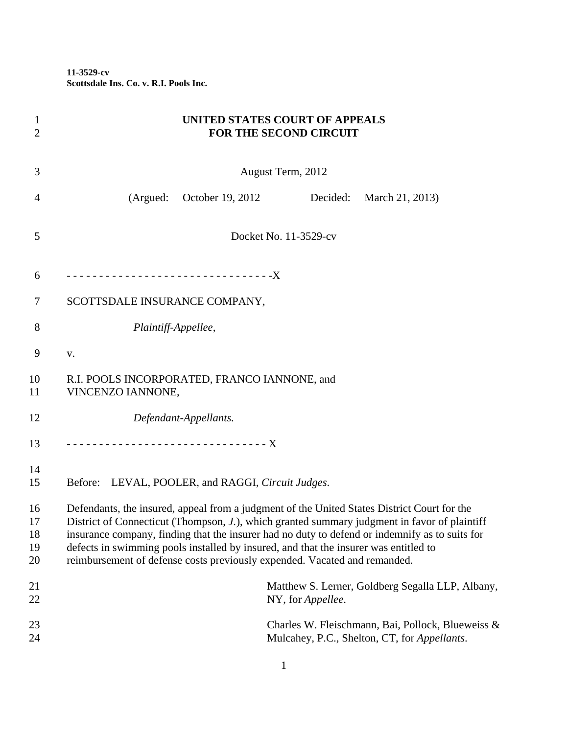**11-3529-cv**
**Scottsdale Ins. Co. v. R.I. Pools Inc.**

# UNITED STATES COURT OF APPEALS
# FOR THE SECOND CIRCUIT

August Term, 2012

(Argued: October 19, 2012 Decided: March 21, 2013)

Docket No. 11-3529-cv

- - - - - - - - - - - - - - - - - - - - - - - - - - - - - - - -X

SCOTTSDALE INSURANCE COMPANY,

*Plaintiff-Appellee*,

v.

R.I. POOLS INCORPORATED, FRANCO IANNONE, and VINCENZO IANNONE,

*Defendant-Appellants.*

- - - - - - - - - - - - - - - - - - - - - - - - - - - - - - - - X

Before: LEVAL, POOLER, and RAGGI, *Circuit Judges*.

Defendants, the insured, appeal from a judgment of the United States District Court for the District of Connecticut (Thompson, *J.*), which granted summary judgment in favor of plaintiff insurance company, finding that the insurer had no duty to defend or indemnify as to suits for defects in swimming pools installed by insured, and that the insurer was entitled to reimbursement of defense costs previously expended. Vacated and remanded.

Matthew S. Lerner, Goldberg Segalla LLP, Albany, NY, for *Appellee*.

Charles W. Fleischmann, Bai, Pollock, Blueweiss & Mulcahey, P.C., Shelton, CT, for *Appellants*.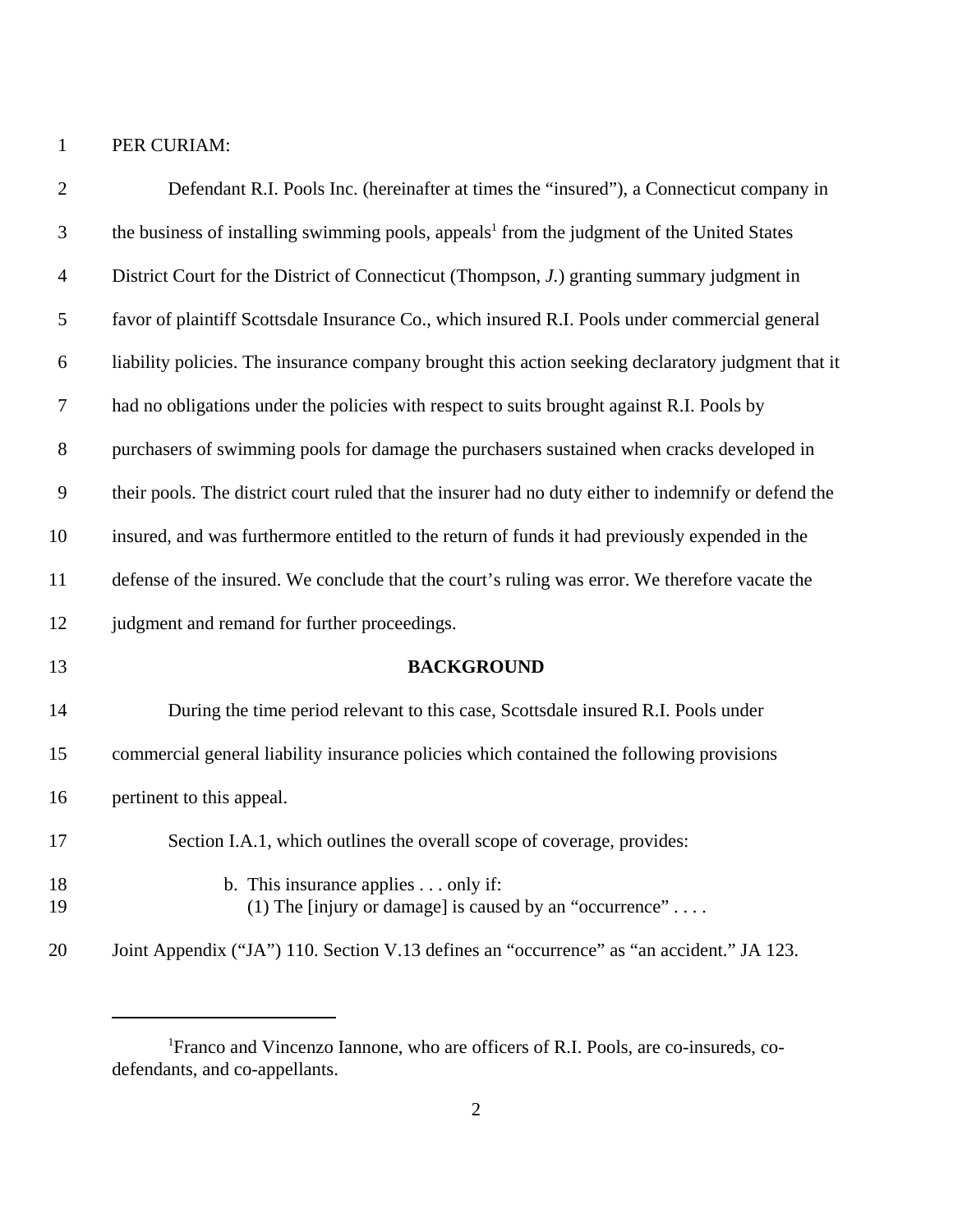PER CURIAM:

Defendant R.I. Pools Inc. (hereinafter at times the "insured"), a Connecticut company in the business of installing swimming pools, appeals[1] from the judgment of the United States District Court for the District of Connecticut (Thompson, *J.*) granting summary judgment in favor of plaintiff Scottsdale Insurance Co., which insured R.I. Pools under commercial general liability policies. The insurance company brought this action seeking declaratory judgment that it had no obligations under the policies with respect to suits brought against R.I. Pools by purchasers of swimming pools for damage the purchasers sustained when cracks developed in their pools. The district court ruled that the insurer had no duty either to indemnify or defend the insured, and was furthermore entitled to the return of funds it had previously expended in the defense of the insured. We conclude that the court's ruling was error. We therefore vacate the judgment and remand for further proceedings.

## BACKGROUND

During the time period relevant to this case, Scottsdale insured R.I. Pools under commercial general liability insurance policies which contained the following provisions pertinent to this appeal.

Section I.A.1, which outlines the overall scope of coverage, provides:

> b. This insurance applies . . . only if:
> (1) The [injury or damage] is caused by an "occurrence" . . . .

Joint Appendix ("JA") 110. Section V.13 defines an "occurrence" as "an accident." JA 123.

[1] Franco and Vincenzo Iannone, who are officers of R.I. Pools, are co-insureds, co-defendants, and co-appellants.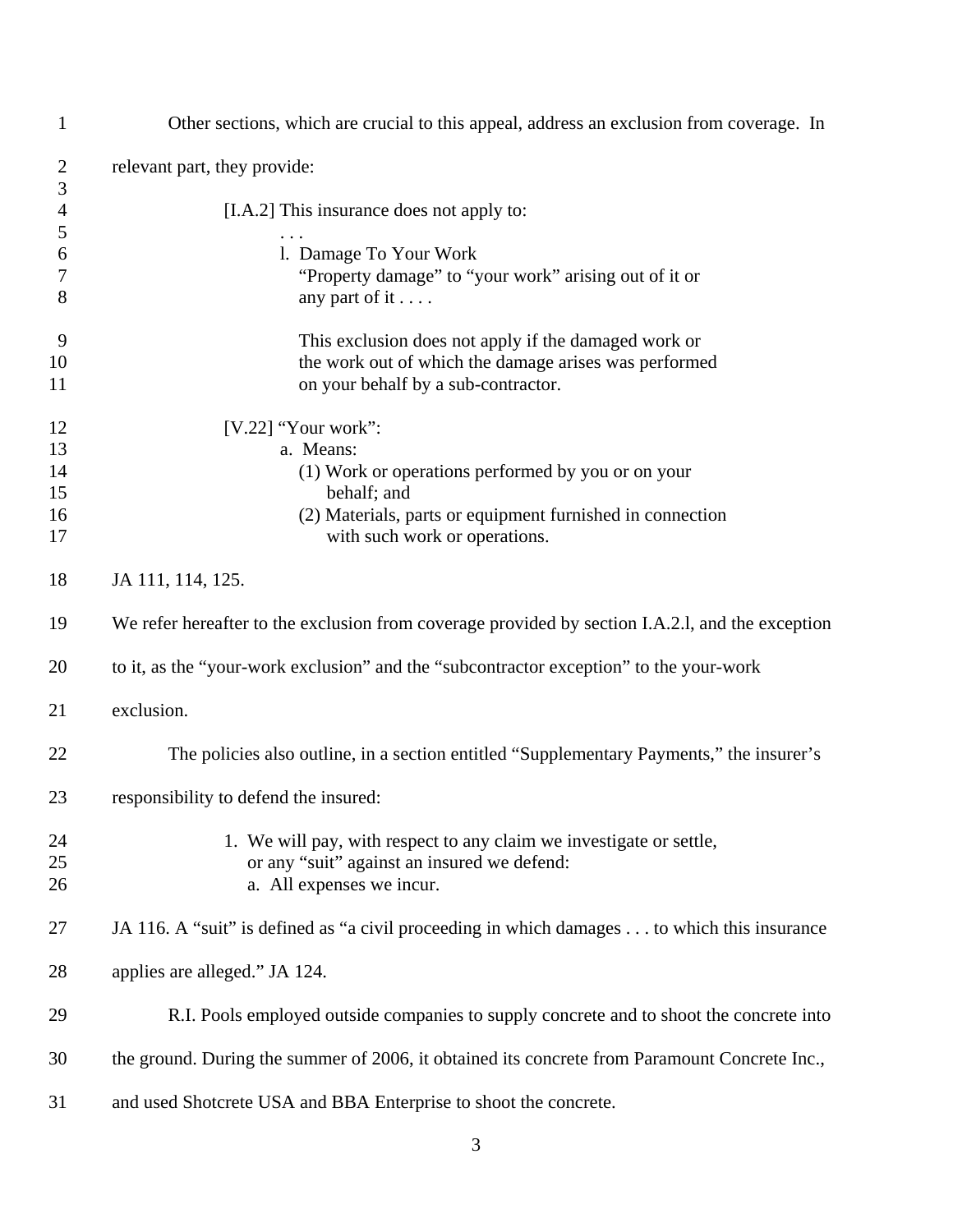Other sections, which are crucial to this appeal, address an exclusion from coverage. In relevant part, they provide:

> [I.A.2] This insurance does not apply to:
>
> . . .
>
> l. Damage To Your Work
> "Property damage" to "your work" arising out of it or any part of it . . . .
>
> This exclusion does not apply if the damaged work or the work out of which the damage arises was performed on your behalf by a sub-contractor.
>
> [V.22] "Your work":
>
> a. Means:
>
> (1) Work or operations performed by you or on your behalf; and
>
> (2) Materials, parts or equipment furnished in connection with such work or operations.

JA 111, 114, 125.

We refer hereafter to the exclusion from coverage provided by section I.A.2.l, and the exception to it, as the "your-work exclusion" and the "subcontractor exception" to the your-work exclusion.

The policies also outline, in a section entitled "Supplementary Payments," the insurer's responsibility to defend the insured:

> 1. We will pay, with respect to any claim we investigate or settle, or any "suit" against an insured we defend:
>
> a. All expenses we incur.

JA 116. A "suit" is defined as "a civil proceeding in which damages . . . to which this insurance applies are alleged." JA 124.

R.I. Pools employed outside companies to supply concrete and to shoot the concrete into the ground. During the summer of 2006, it obtained its concrete from Paramount Concrete Inc., and used Shotcrete USA and BBA Enterprise to shoot the concrete.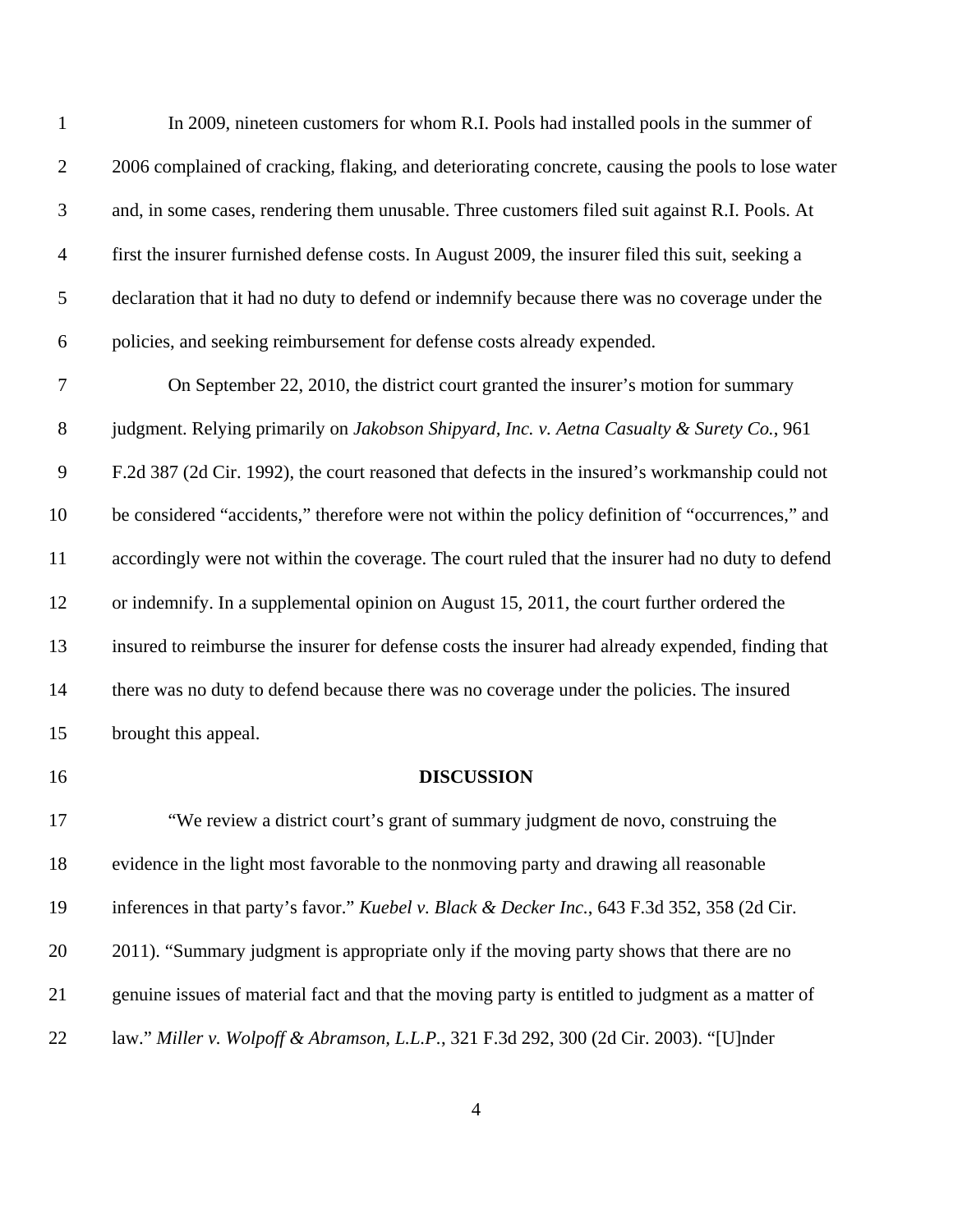In 2009, nineteen customers for whom R.I. Pools had installed pools in the summer of 2006 complained of cracking, flaking, and deteriorating concrete, causing the pools to lose water and, in some cases, rendering them unusable. Three customers filed suit against R.I. Pools. At first the insurer furnished defense costs. In August 2009, the insurer filed this suit, seeking a declaration that it had no duty to defend or indemnify because there was no coverage under the policies, and seeking reimbursement for defense costs already expended.

On September 22, 2010, the district court granted the insurer's motion for summary judgment. Relying primarily on *Jakobson Shipyard, Inc. v. Aetna Casualty & Surety Co.*, 961 F.2d 387 (2d Cir. 1992), the court reasoned that defects in the insured's workmanship could not be considered "accidents," therefore were not within the policy definition of "occurrences," and accordingly were not within the coverage. The court ruled that the insurer had no duty to defend or indemnify. In a supplemental opinion on August 15, 2011, the court further ordered the insured to reimburse the insurer for defense costs the insurer had already expended, finding that there was no duty to defend because there was no coverage under the policies. The insured brought this appeal.

**DISCUSSION**

"We review a district court's grant of summary judgment de novo, construing the evidence in the light most favorable to the nonmoving party and drawing all reasonable inferences in that party's favor." *Kuebel v. Black & Decker Inc.*, 643 F.3d 352, 358 (2d Cir. 2011). "Summary judgment is appropriate only if the moving party shows that there are no genuine issues of material fact and that the moving party is entitled to judgment as a matter of law." *Miller v. Wolpoff & Abramson, L.L.P.*, 321 F.3d 292, 300 (2d Cir. 2003). "[U]nder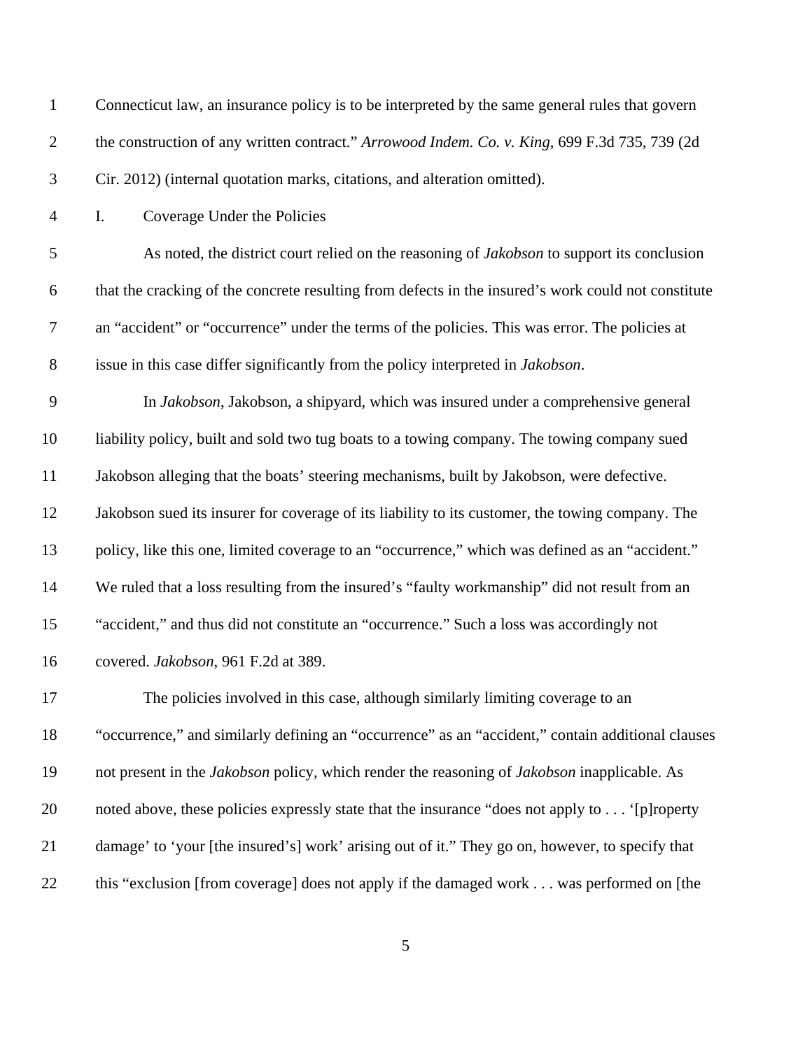Connecticut law, an insurance policy is to be interpreted by the same general rules that govern the construction of any written contract." *Arrowood Indem. Co. v. King*, 699 F.3d 735, 739 (2d Cir. 2012) (internal quotation marks, citations, and alteration omitted).

## I. Coverage Under the Policies

As noted, the district court relied on the reasoning of *Jakobson* to support its conclusion that the cracking of the concrete resulting from defects in the insured's work could not constitute an "accident" or "occurrence" under the terms of the policies. This was error. The policies at issue in this case differ significantly from the policy interpreted in *Jakobson*.

In *Jakobson*, Jakobson, a shipyard, which was insured under a comprehensive general liability policy, built and sold two tug boats to a towing company. The towing company sued Jakobson alleging that the boats' steering mechanisms, built by Jakobson, were defective. Jakobson sued its insurer for coverage of its liability to its customer, the towing company. The policy, like this one, limited coverage to an "occurrence," which was defined as an "accident." We ruled that a loss resulting from the insured's "faulty workmanship" did not result from an "accident," and thus did not constitute an "occurrence." Such a loss was accordingly not covered. *Jakobson*, 961 F.2d at 389.

The policies involved in this case, although similarly limiting coverage to an "occurrence," and similarly defining an "occurrence" as an "accident," contain additional clauses not present in the *Jakobson* policy, which render the reasoning of *Jakobson* inapplicable. As noted above, these policies expressly state that the insurance "does not apply to . . . '[p]roperty damage' to 'your [the insured's] work' arising out of it." They go on, however, to specify that this "exclusion [from coverage] does not apply if the damaged work . . . was performed on [the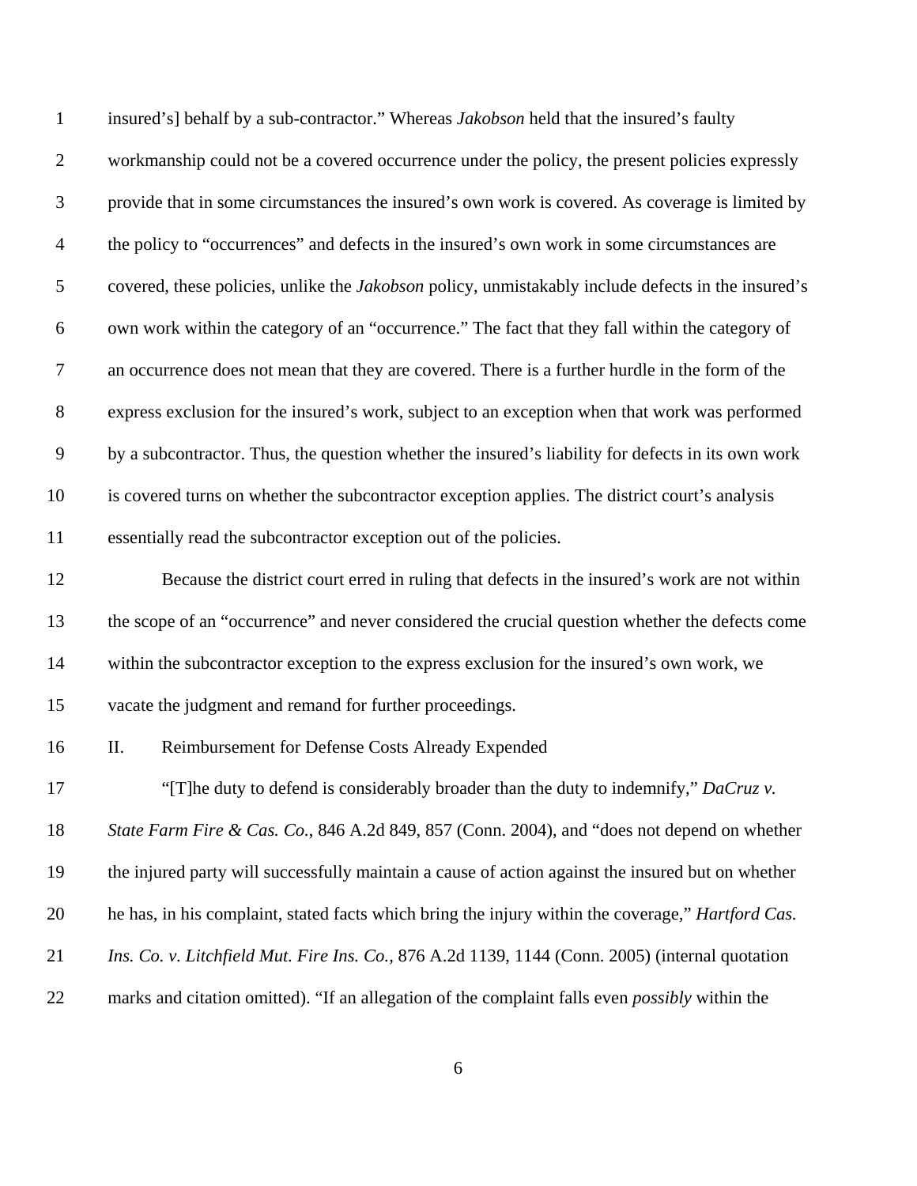insured's] behalf by a sub-contractor." Whereas *Jakobson* held that the insured's faulty workmanship could not be a covered occurrence under the policy, the present policies expressly provide that in some circumstances the insured's own work is covered. As coverage is limited by the policy to "occurrences" and defects in the insured's own work in some circumstances are covered, these policies, unlike the *Jakobson* policy, unmistakably include defects in the insured's own work within the category of an "occurrence." The fact that they fall within the category of an occurrence does not mean that they are covered. There is a further hurdle in the form of the express exclusion for the insured's work, subject to an exception when that work was performed by a subcontractor. Thus, the question whether the insured's liability for defects in its own work is covered turns on whether the subcontractor exception applies. The district court's analysis essentially read the subcontractor exception out of the policies.

Because the district court erred in ruling that defects in the insured's work are not within the scope of an "occurrence" and never considered the crucial question whether the defects come within the subcontractor exception to the express exclusion for the insured's own work, we vacate the judgment and remand for further proceedings.

II. Reimbursement for Defense Costs Already Expended

"[T]he duty to defend is considerably broader than the duty to indemnify," *DaCruz v. State Farm Fire & Cas. Co.*, 846 A.2d 849, 857 (Conn. 2004), and "does not depend on whether the injured party will successfully maintain a cause of action against the insured but on whether he has, in his complaint, stated facts which bring the injury within the coverage," *Hartford Cas. Ins. Co. v. Litchfield Mut. Fire Ins. Co.*, 876 A.2d 1139, 1144 (Conn. 2005) (internal quotation marks and citation omitted). "If an allegation of the complaint falls even *possibly* within the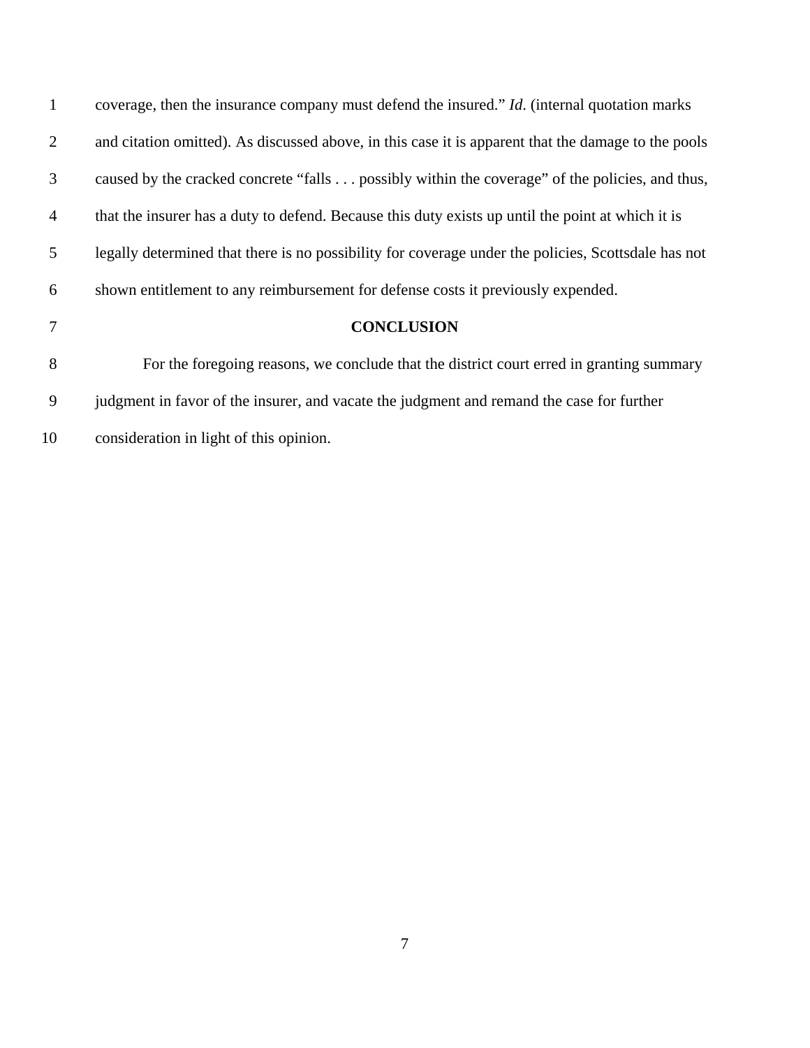coverage, then the insurance company must defend the insured." *Id*. (internal quotation marks and citation omitted). As discussed above, in this case it is apparent that the damage to the pools caused by the cracked concrete "falls . . . possibly within the coverage" of the policies, and thus, that the insurer has a duty to defend. Because this duty exists up until the point at which it is legally determined that there is no possibility for coverage under the policies, Scottsdale has not shown entitlement to any reimbursement for defense costs it previously expended.

**CONCLUSION**

For the foregoing reasons, we conclude that the district court erred in granting summary judgment in favor of the insurer, and vacate the judgment and remand the case for further consideration in light of this opinion.